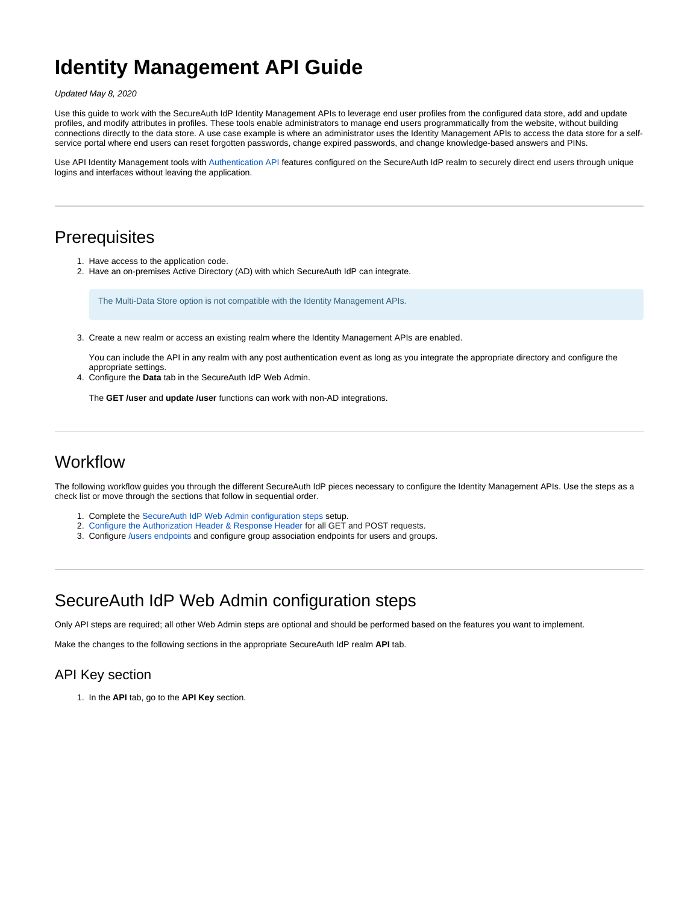# Identity Management API Guide

*Updated May 8, 2020*

Use this guide to work with the SecureAuth IdP Identity Management APIs to leverage end user profiles from the configured data store, add and update profiles, and modify attributes in profiles. These tools enable administrators to manage end users programmatically from the website, without building connections directly to the data store. A use case example is where an administrator uses the Identity Management APIs to access the data store for a self-service portal where end users can reset forgotten passwords, change expired passwords, and change knowledge-based answers and PINs.

Use API Identity Management tools with Authentication API features configured on the SecureAuth IdP realm to securely direct end users through unique logins and interfaces without leaving the application.

---

## Prerequisites

1. Have access to the application code.
2. Have an on-premises Active Directory (AD) with which SecureAuth IdP can integrate.

   > The Multi-Data Store option is not compatible with the Identity Management APIs.

3. Create a new realm or access an existing realm where the Identity Management APIs are enabled.

   You can include the API in any realm with any post authentication event as long as you integrate the appropriate directory and configure the appropriate settings.
4. Configure the **Data** tab in the SecureAuth IdP Web Admin.

   The **GET /user** and **update /user** functions can work with non-AD integrations.

---

## Workflow

The following workflow guides you through the different SecureAuth IdP pieces necessary to configure the Identity Management APIs. Use the steps as a check list or move through the sections that follow in sequential order.

1. Complete the SecureAuth IdP Web Admin configuration steps setup.
2. Configure the Authorization Header & Response Header for all GET and POST requests.
3. Configure /users endpoints and configure group association endpoints for users and groups.

---

## SecureAuth IdP Web Admin configuration steps

Only API steps are required; all other Web Admin steps are optional and should be performed based on the features you want to implement.

Make the changes to the following sections in the appropriate SecureAuth IdP realm **API** tab.

### API Key section

1. In the **API** tab, go to the **API Key** section.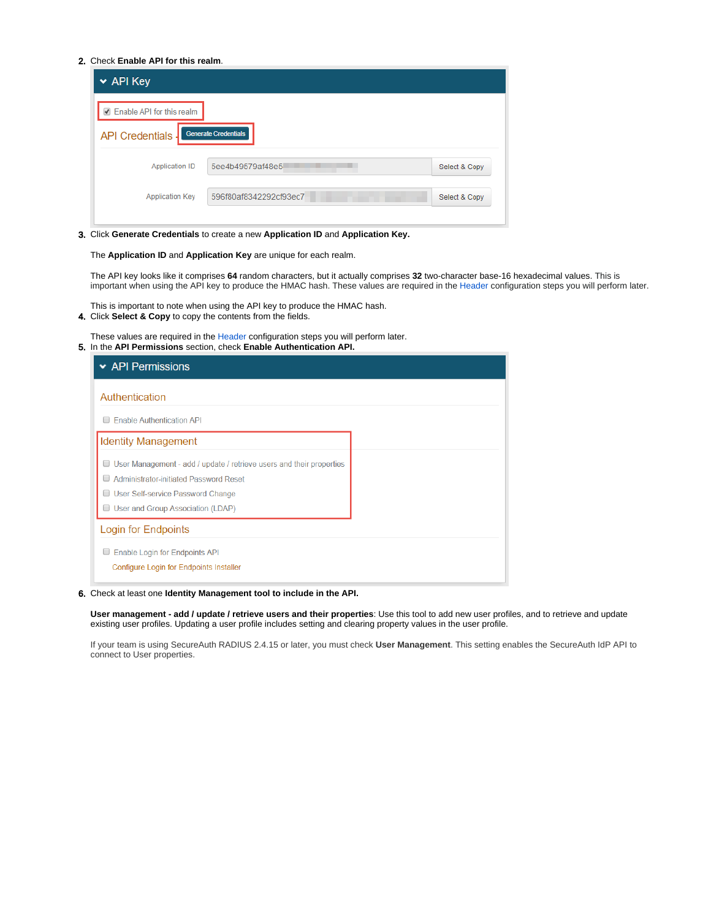2. Check **Enable API for this realm**.

3. Click **Generate Credentials** to create a new **Application ID** and **Application Key.**

   The **Application ID** and **Application Key** are unique for each realm.

   The API key looks like it comprises **64** random characters, but it actually comprises **32** two-character base-16 hexadecimal values. This is important when using the API key to produce the HMAC hash. These values are required in the Header configuration steps you will perform later.

   This is important to note when using the API key to produce the HMAC hash.
4. Click **Select & Copy** to copy the contents from the fields.

   These values are required in the Header configuration steps you will perform later.
5. In the **API Permissions** section, check **Enable Authentication API.**

6. Check at least one **Identity Management tool to include in the API.**

   **User management - add / update / retrieve users and their properties**: Use this tool to add new user profiles, and to retrieve and update existing user profiles. Updating a user profile includes setting and clearing property values in the user profile.

   If your team is using SecureAuth RADIUS 2.4.15 or later, you must check **User Management**. This setting enables the SecureAuth IdP API to connect to User properties.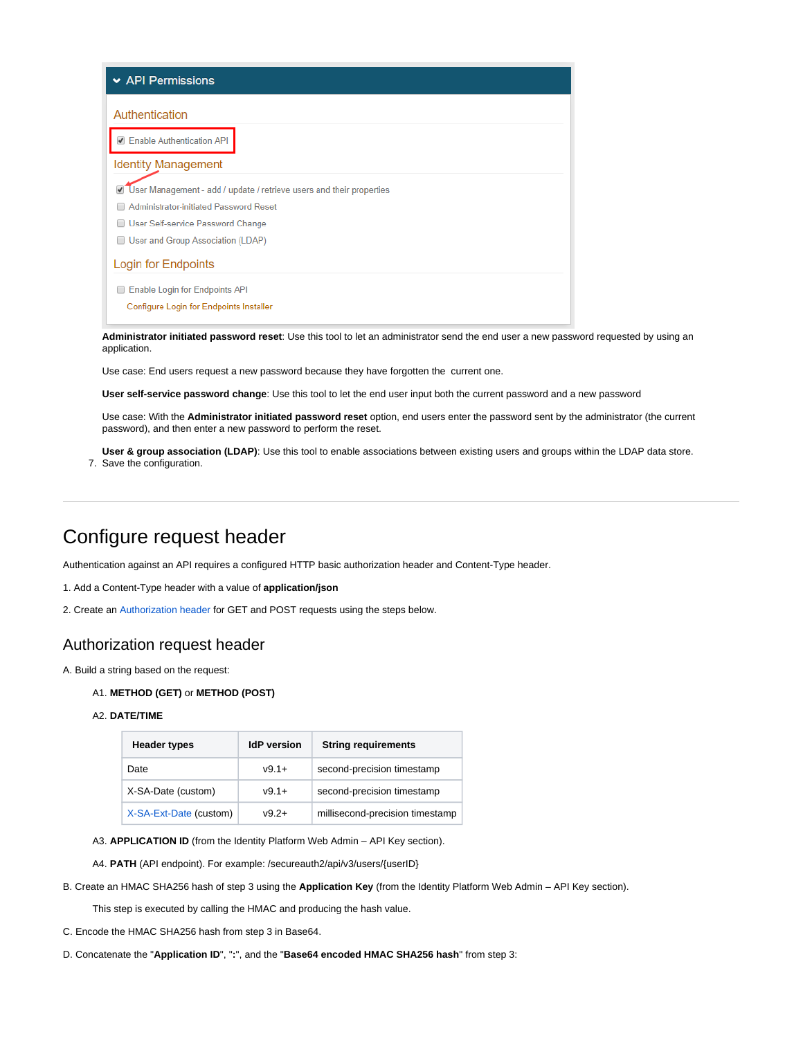**Administrator initiated password reset**: Use this tool to let an administrator send the end user a new password requested by using an application.

Use case: End users request a new password because they have forgotten the current one.

**User self-service password change**: Use this tool to let the end user input both the current password and a new password

Use case: With the **Administrator initiated password reset** option, end users enter the password sent by the administrator (the current password), and then enter a new password to perform the reset.

**User & group association (LDAP)**: Use this tool to enable associations between existing users and groups within the LDAP data store.

7. Save the configuration.

---

# Configure request header

Authentication against an API requires a configured HTTP basic authorization header and Content-Type header.

1. Add a Content-Type header with a value of **application/json**

2. Create an Authorization header for GET and POST requests using the steps below.

## Authorization request header

A. Build a string based on the request:

A1. **METHOD (GET)** or **METHOD (POST)**

A2. **DATE/TIME**

| Header types | IdP version | String requirements |
| --- | --- | --- |
| Date | v9.1+ | second-precision timestamp |
| X-SA-Date (custom) | v9.1+ | second-precision timestamp |
| X-SA-Ext-Date (custom) | v9.2+ | millisecond-precision timestamp |

A3. **APPLICATION ID** (from the Identity Platform Web Admin – API Key section).

A4. **PATH** (API endpoint). For example: /secureauth2/api/v3/users/{userID}

B. Create an HMAC SHA256 hash of step 3 using the **Application Key** (from the Identity Platform Web Admin – API Key section).

This step is executed by calling the HMAC and producing the hash value.

C. Encode the HMAC SHA256 hash from step 3 in Base64.

D. Concatenate the "**Application ID**", "**:**", and the "**Base64 encoded HMAC SHA256 hash**" from step 3: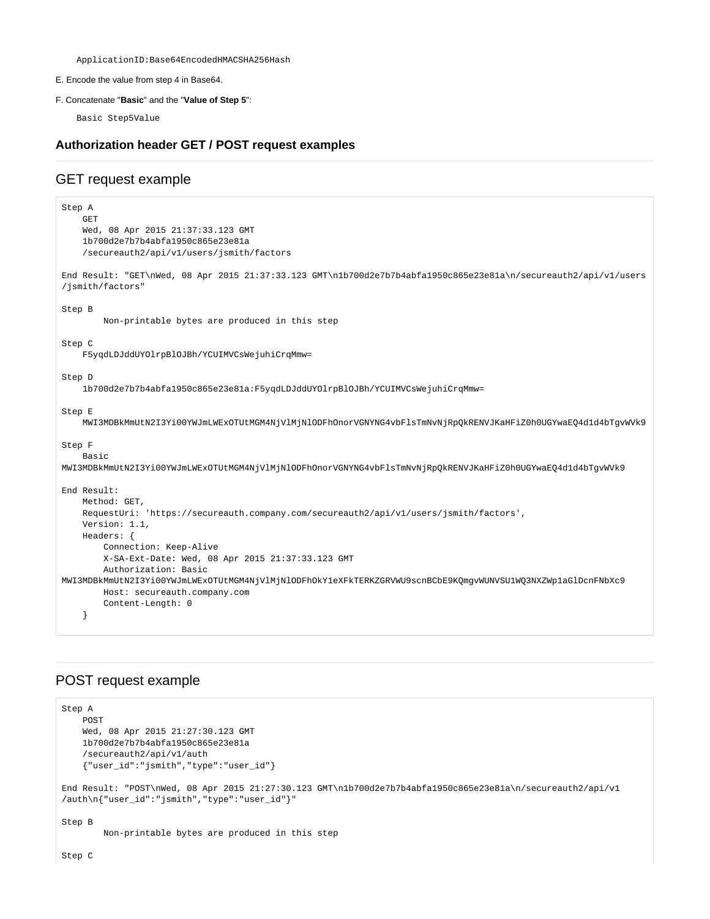```
ApplicationID:Base64EncodedHMACSHA256Hash
```

E. Encode the value from step 4 in Base64.

F. Concatenate "**Basic**" and the "**Value of Step 5**":

```
Basic Step5Value
```

### Authorization header GET / POST request examples

## GET request example

```
Step A
    GET
    Wed, 08 Apr 2015 21:37:33.123 GMT
    1b700d2e7b7b4abfa1950c865e23e81a
    /secureauth2/api/v1/users/jsmith/factors

End Result: "GET\nWed, 08 Apr 2015 21:37:33.123 GMT\n1b700d2e7b7b4abfa1950c865e23e81a\n/secureauth2/api/v1/users
/jsmith/factors"

Step B
        Non-printable bytes are produced in this step

Step C
    F5yqdLDJddUYOlrpBlOJBh/YCUIMVCsWejuhiCrqMmw=

Step D
    1b700d2e7b7b4abfa1950c865e23e81a:F5yqdLDJddUYOlrpBlOJBh/YCUIMVCsWejuhiCrqMmw=

Step E
    MWI3MDBkMmUtN2I3Yi00YWJmLWExOTUtMGM4NjVlMjNlODFhOnorVGNYNG4vbFlsTmNvNjRpQkRENVJKaHFiZ0h0UGYwaEQ4d1d4bTgvWVk9

Step F
    Basic
MWI3MDBkMmUtN2I3Yi00YWJmLWExOTUtMGM4NjVlMjNlODFhOnorVGNYNG4vbFlsTmNvNjRpQkRENVJKaHFiZ0h0UGYwaEQ4d1d4bTgvWVk9

End Result:
    Method: GET,
    RequestUri: 'https://secureauth.company.com/secureauth2/api/v1/users/jsmith/factors',
    Version: 1.1,
    Headers: {
        Connection: Keep-Alive
        X-SA-Ext-Date: Wed, 08 Apr 2015 21:37:33.123 GMT
        Authorization: Basic
MWI3MDBkMmUtN2I3Yi00YWJmLWExOTUtMGM4NjVlMjNlODFhOkY1eXFkTERKZGRVWU9scnBCbE9KQmgvWUNVSU1WQ3NXZWp1aGlDcnFNbXc9
        Host: secureauth.company.com
        Content-Length: 0
    }
```

## POST request example

```
Step A
    POST
    Wed, 08 Apr 2015 21:27:30.123 GMT
    1b700d2e7b7b4abfa1950c865e23e81a
    /secureauth2/api/v1/auth
    {"user_id":"jsmith","type":"user_id"}

End Result: "POST\nWed, 08 Apr 2015 21:27:30.123 GMT\n1b700d2e7b7b4abfa1950c865e23e81a\n/secureauth2/api/v1
/auth\n{"user_id":"jsmith","type":"user_id"}"

Step B
        Non-printable bytes are produced in this step

Step C
```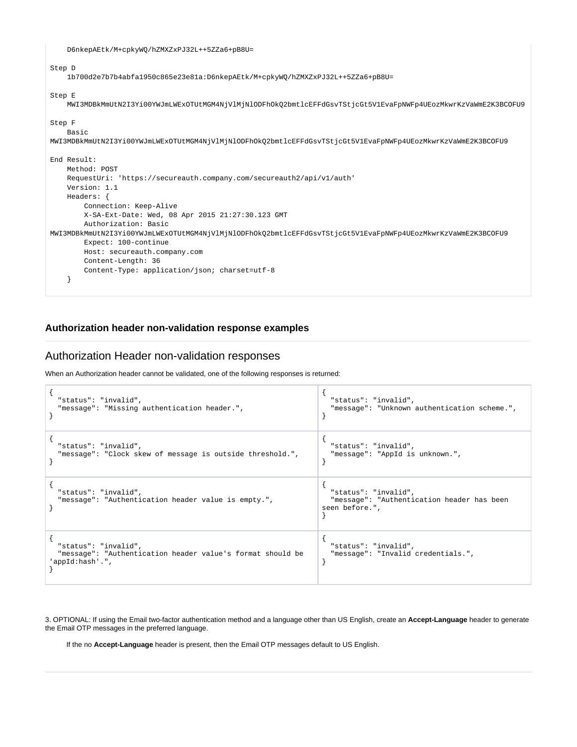```
    D6nkepAEtk/M+cpkyWQ/hZMXZxPJ32L++5ZZa6+pB8U=

Step D
    1b700d2e7b7b4abfa1950c865e23e81a:D6nkepAEtk/M+cpkyWQ/hZMXZxPJ32L++5ZZa6+pB8U=

Step E
    MWI3MDBkMmUtN2I3Yi00YWJmLWExOTUtMGM4NjVlMjNlODFhOkQ2bmtlcEFFdGsvTStjcGt5V1EvaFpNWFp4UEozMkwrKzVaWmE2K3BCOFU9

Step F
    Basic
MWI3MDBkMmUtN2I3Yi00YWJmLWExOTUtMGM4NjVlMjNlODFhOkQ2bmtlcEFFdGsvTStjcGt5V1EvaFpNWFp4UEozMkwrKzVaWmE2K3BCOFU9

End Result:
    Method: POST
    RequestUri: 'https://secureauth.company.com/secureauth2/api/v1/auth'
    Version: 1.1
    Headers: {
        Connection: Keep-Alive
        X-SA-Ext-Date: Wed, 08 Apr 2015 21:27:30.123 GMT
        Authorization: Basic
MWI3MDBkMmUtN2I3Yi00YWJmLWExOTUtMGM4NjVlMjNlODFhOkQ2bmtlcEFFdGsvTStjcGt5V1EvaFpNWFp4UEozMkwrKzVaWmE2K3BCOFU9
        Expect: 100-continue
        Host: secureauth.company.com
        Content-Length: 36
        Content-Type: application/json; charset=utf-8
    }
```

**Authorization header non-validation response examples**

## Authorization Header non-validation responses

When an Authorization header cannot be validated, one of the following responses is returned:

```
{
  "status": "invalid",
  "message": "Missing authentication header.",
}
```

```
{
  "status": "invalid",
  "message": "Unknown authentication scheme.",
}
```

```
{
  "status": "invalid",
  "message": "Clock skew of message is outside threshold.",
}
```

```
{
  "status": "invalid",
  "message": "AppId is unknown.",
}
```

```
{
  "status": "invalid",
  "message": "Authentication header value is empty.",
}
```

```
{
  "status": "invalid",
  "message": "Authentication header has been seen before.",
}
```

```
{
  "status": "invalid",
  "message": "Authentication header value's format should be 'appId:hash'.",
}
```

```
{
  "status": "invalid",
  "message": "Invalid credentials.",
}
```

3. OPTIONAL: If using the Email two-factor authentication method and a language other than US English, create an **Accept-Language** header to generate the Email OTP messages in the preferred language.

If the no **Accept-Language** header is present, then the Email OTP messages default to US English.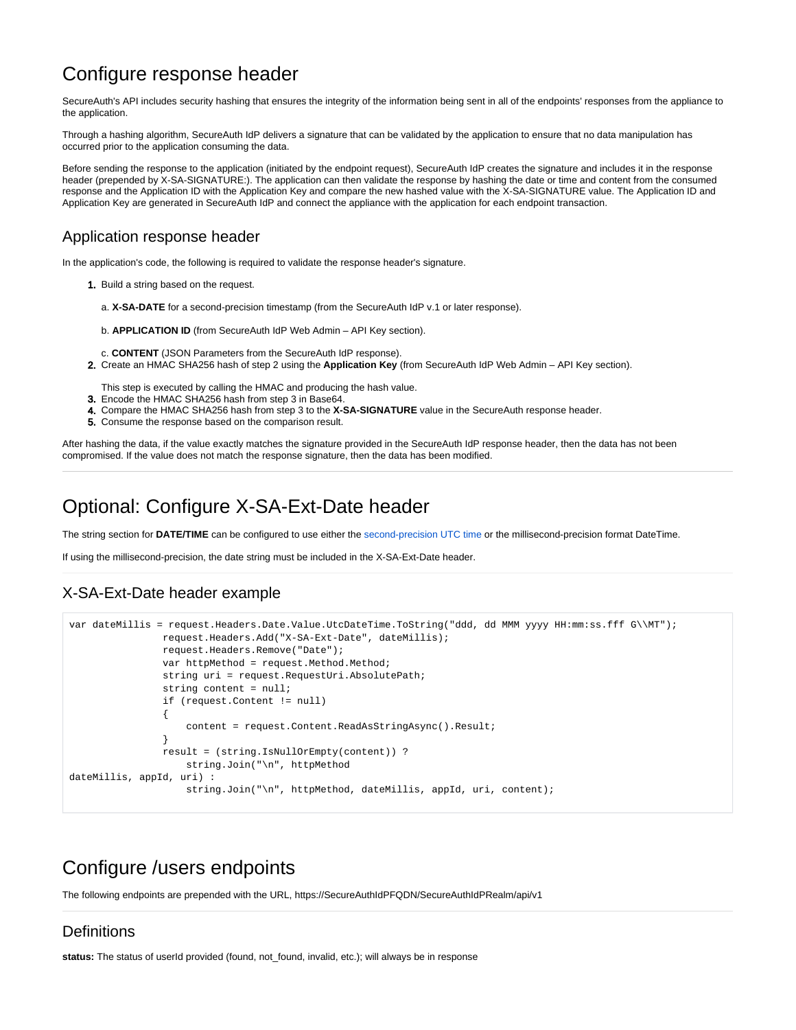# Configure response header

SecureAuth's API includes security hashing that ensures the integrity of the information being sent in all of the endpoints' responses from the appliance to the application.

Through a hashing algorithm, SecureAuth IdP delivers a signature that can be validated by the application to ensure that no data manipulation has occurred prior to the application consuming the data.

Before sending the response to the application (initiated by the endpoint request), SecureAuth IdP creates the signature and includes it in the response header (prepended by X-SA-SIGNATURE:). The application can then validate the response by hashing the date or time and content from the consumed response and the Application ID with the Application Key and compare the new hashed value with the X-SA-SIGNATURE value. The Application ID and Application Key are generated in SecureAuth IdP and connect the appliance with the application for each endpoint transaction.

## Application response header

In the application's code, the following is required to validate the response header's signature.

1. Build a string based on the request.

   a. **X-SA-DATE** for a second-precision timestamp (from the SecureAuth IdP v.1 or later response).

   b. **APPLICATION ID** (from SecureAuth IdP Web Admin – API Key section).

   c. **CONTENT** (JSON Parameters from the SecureAuth IdP response).
2. Create an HMAC SHA256 hash of step 2 using the **Application Key** (from SecureAuth IdP Web Admin – API Key section).

   This step is executed by calling the HMAC and producing the hash value.
3. Encode the HMAC SHA256 hash from step 3 in Base64.
4. Compare the HMAC SHA256 hash from step 3 to the **X-SA-SIGNATURE** value in the SecureAuth response header.
5. Consume the response based on the comparison result.

After hashing the data, if the value exactly matches the signature provided in the SecureAuth IdP response header, then the data has not been compromised. If the value does not match the response signature, then the data has been modified.

---

# Optional: Configure X-SA-Ext-Date header

The string section for **DATE/TIME** can be configured to use either the second-precision UTC time or the millisecond-precision format DateTime.

If using the millisecond-precision, the date string must be included in the X-SA-Ext-Date header.

## X-SA-Ext-Date header example

```
var dateMillis = request.Headers.Date.Value.UtcDateTime.ToString("ddd, dd MMM yyyy HH:mm:ss.fff G\\MT");
                request.Headers.Add("X-SA-Ext-Date", dateMillis);
                request.Headers.Remove("Date");
                var httpMethod = request.Method.Method;
                string uri = request.RequestUri.AbsolutePath;
                string content = null;
                if (request.Content != null)
                {
                    content = request.Content.ReadAsStringAsync().Result;
                }
                result = (string.IsNullOrEmpty(content)) ?
                    string.Join("\n", httpMethod
dateMillis, appId, uri) :
                    string.Join("\n", httpMethod, dateMillis, appId, uri, content);
```

# Configure /users endpoints

The following endpoints are prepended with the URL, https://SecureAuthIdPFQDN/SecureAuthIdPRealm/api/v1

---

## Definitions

**status:** The status of userId provided (found, not_found, invalid, etc.); will always be in response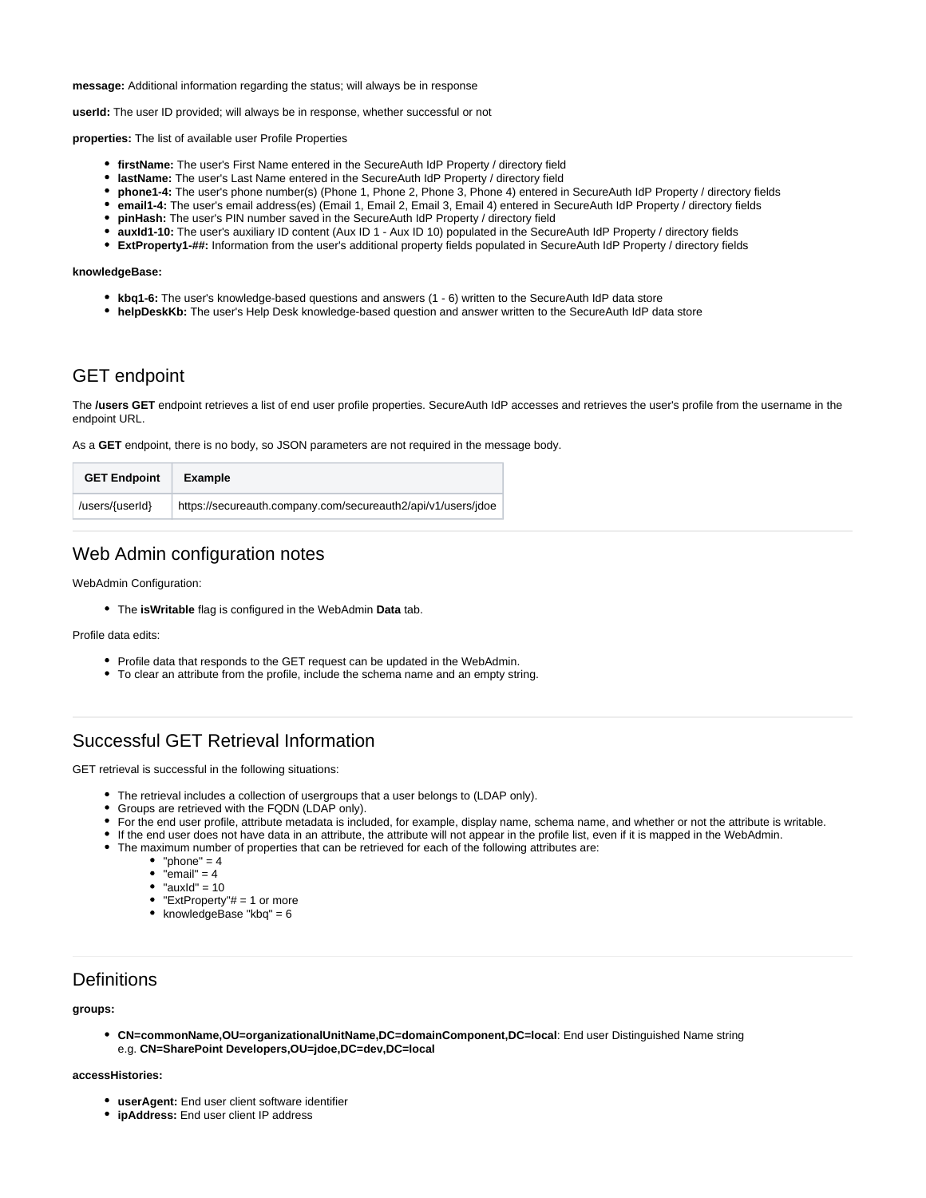**message:** Additional information regarding the status; will always be in response

**userId:** The user ID provided; will always be in response, whether successful or not

**properties:** The list of available user Profile Properties

- **firstName:** The user's First Name entered in the SecureAuth IdP Property / directory field
- **lastName:** The user's Last Name entered in the SecureAuth IdP Property / directory field
- **phone1-4:** The user's phone number(s) (Phone 1, Phone 2, Phone 3, Phone 4) entered in SecureAuth IdP Property / directory fields
- **email1-4:** The user's email address(es) (Email 1, Email 2, Email 3, Email 4) entered in SecureAuth IdP Property / directory fields
- **pinHash:** The user's PIN number saved in the SecureAuth IdP Property / directory field
- **auxId1-10:** The user's auxiliary ID content (Aux ID 1 - Aux ID 10) populated in the SecureAuth IdP Property / directory fields
- **ExtProperty1-##:** Information from the user's additional property fields populated in SecureAuth IdP Property / directory fields

**knowledgeBase:**

- **kbq1-6:** The user's knowledge-based questions and answers (1 - 6) written to the SecureAuth IdP data store
- **helpDeskKb:** The user's Help Desk knowledge-based question and answer written to the SecureAuth IdP data store

## GET endpoint

The **/users GET** endpoint retrieves a list of end user profile properties. SecureAuth IdP accesses and retrieves the user's profile from the username in the endpoint URL.

As a **GET** endpoint, there is no body, so JSON parameters are not required in the message body.

| GET Endpoint | Example |
| --- | --- |
| /users/{userId} | https://secureauth.company.com/secureauth2/api/v1/users/jdoe |

## Web Admin configuration notes

WebAdmin Configuration:

- The **isWritable** flag is configured in the WebAdmin **Data** tab.

Profile data edits:

- Profile data that responds to the GET request can be updated in the WebAdmin.
- To clear an attribute from the profile, include the schema name and an empty string.

## Successful GET Retrieval Information

GET retrieval is successful in the following situations:

- The retrieval includes a collection of usergroups that a user belongs to (LDAP only).
- Groups are retrieved with the FQDN (LDAP only).
- For the end user profile, attribute metadata is included, for example, display name, schema name, and whether or not the attribute is writable.
- If the end user does not have data in an attribute, the attribute will not appear in the profile list, even if it is mapped in the WebAdmin.
- The maximum number of properties that can be retrieved for each of the following attributes are:
  - "phone" = 4
  - "email" = 4
  - "auxId" = 10
  - "ExtProperty"# = 1 or more
  - knowledgeBase "kbq" = 6

## Definitions

**groups:**

- **CN=commonName,OU=organizationalUnitName,DC=domainComponent,DC=local**: End user Distinguished Name string
  e.g. **CN=SharePoint Developers,OU=jdoe,DC=dev,DC=local**

**accessHistories:**

- **userAgent:** End user client software identifier
- **ipAddress:** End user client IP address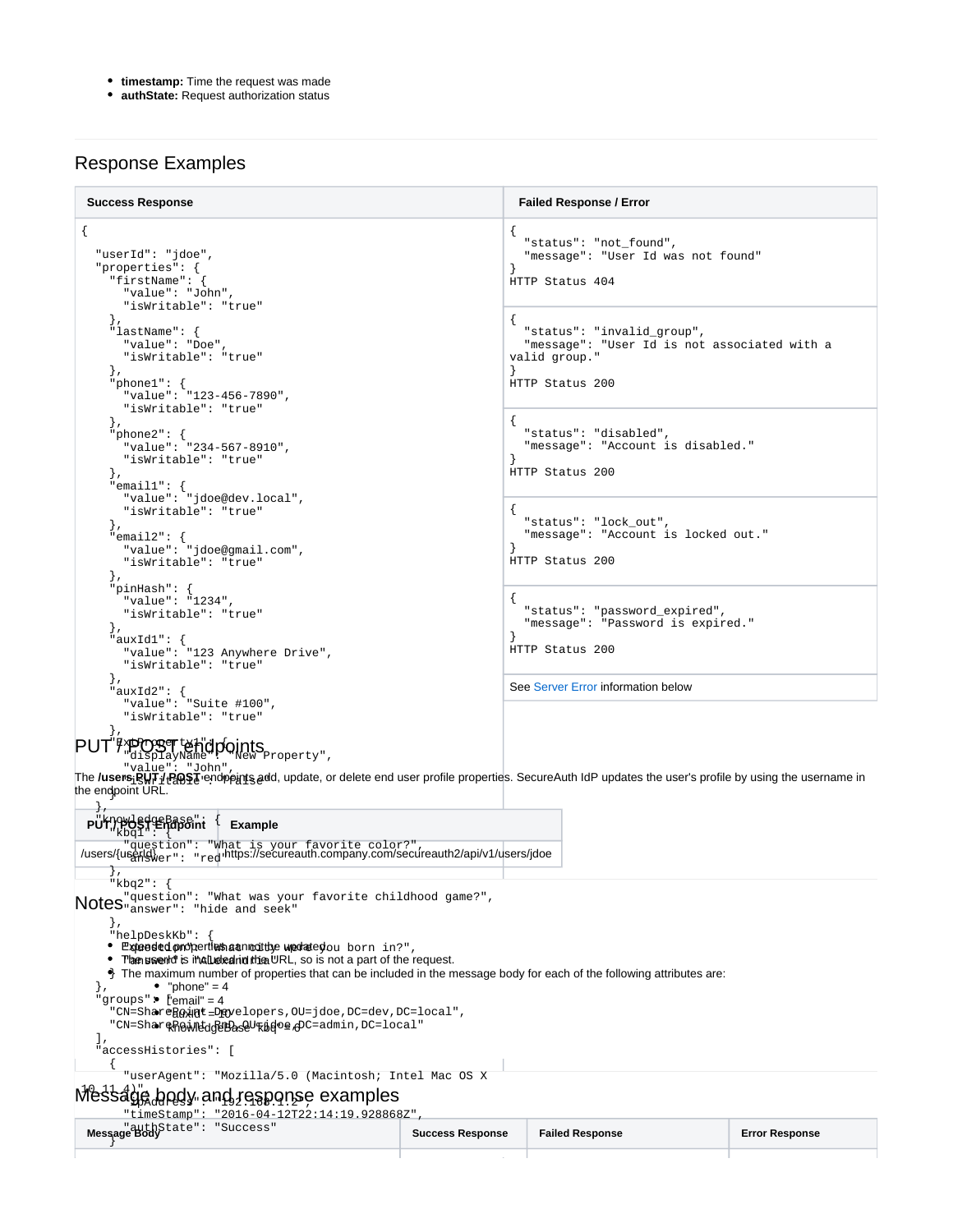- **timestamp:** Time the request was made
- **authState:** Request authorization status

## Response Examples

**Success Response**

```
{
  "userId": "jdoe",
  "properties": {
    "firstName": {
      "value": "John",
      "isWritable": "true"
    },
    "lastName": {
      "value": "Doe",
      "isWritable": "true"
    },
    "phone1": {
      "value": "123-456-7890",
      "isWritable": "true"
    },
    "phone2": {
      "value": "234-567-8910",
      "isWritable": "true"
    },
    "email1": {
      "value": "jdoe@dev.local",
      "isWritable": "true"
    },
    "email2": {
      "value": "jdoe@gmail.com",
      "isWritable": "true"
    },
    "pinHash": {
      "value": "1234",
      "isWritable": "true"
    },
    "auxId1": {
      "value": "123 Anywhere Drive",
      "isWritable": "true"
    },
    "auxId2": {
      "value": "Suite #100",
      "isWritable": "true"
    },
    "ExtProperty1": {
      "displayName": "New Property",
      "value": "John",
      "isWritable": "false"
    }
  },
  "knowledgeBase": {
    "kbq1": {
      "question": "What is your favorite color?",
      "answer": "red"
    },
    "kbq2": {
      "question": "What was your favorite childhood game?",
      "answer": "hide and seek"
    },
    "helpDeskKb": {
      "question": "What city were you born in?",
    }
  },
  "groups": [
    "CN=SharePoint Developers,OU=jdoe,DC=dev,DC=local",
    "CN=SharePoint RnD,OU=jdoe,DC=admin,DC=local"
  ],
  "accessHistories": [
    {
      "userAgent": "Mozilla/5.0 (Macintosh; Intel Mac OS X 10_11_4)",
      "ipAddress": "192.168.1.2",
      "timeStamp": "2016-04-12T22:14:19.928868Z",
      "authState": "Success"
    }
```

**Failed Response / Error**

```
{
  "status": "not_found",
  "message": "User Id was not found"
}
HTTP Status 404
```

```
{
  "status": "invalid_group",
  "message": "User Id is not associated with a valid group."
}
HTTP Status 200
```

```
{
  "status": "disabled",
  "message": "Account is disabled."
}
HTTP Status 200
```

```
{
  "status": "lock_out",
  "message": "Account is locked out."
}
HTTP Status 200
```

```
{
  "status": "password_expired",
  "message": "Password is expired."
}
HTTP Status 200
```

See Server Error information below

## PUT / POST endpoints

The **/users/PUT / POST** endpoints add, update, or delete end user profile properties. SecureAuth IdP updates the user's profile by using the username in the endpoint URL.

| PUT / POST Endpoint | Example |
|---|---|
| /users/{userId} | https://secureauth.company.com/secureauth2/api/v1/users/jdoe |

## Notes

- Extended properties cannot be updated
- The userId is included in the URL, so is not a part of the request.
- The maximum number of properties that can be included in the message body for each of the following attributes are:
  - "phone" = 4
  - "email" = 4
  - "auxId" = 10
  - "knowledgeBase" "kbq" = 6

## Message body and response examples

| Message Body | Success Response | Failed Response | Error Response |
|---|---|---|---|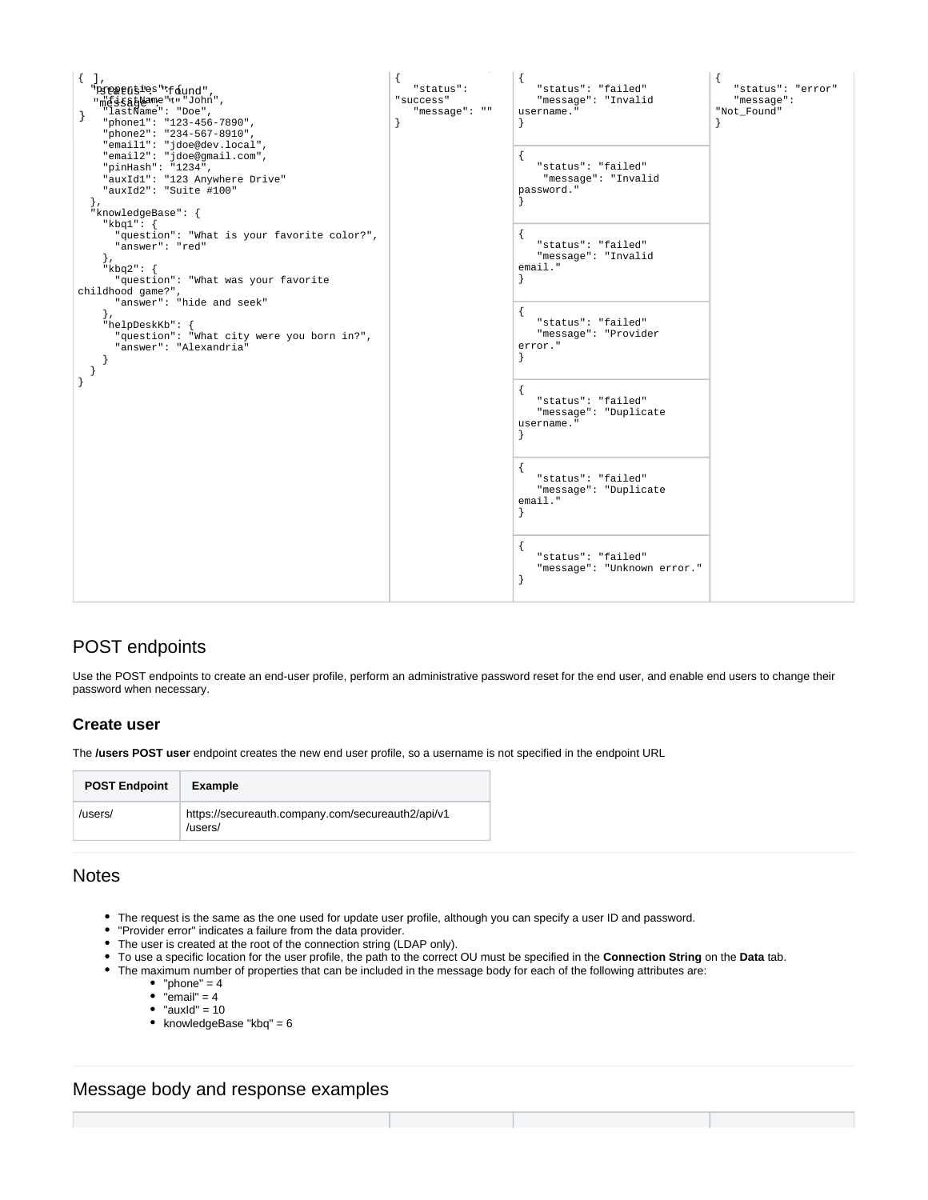| | | | |
|---|---|---|---|
| { ],<br>"properties": {<br>"status": "found",<br>"message": "",<br>"firstName": "John",<br>"lastName": "Doe",<br>}<br>"phone1": "123-456-7890",<br>"phone2": "234-567-8910",<br>"email1": "jdoe@dev.local",<br>"email2": "jdoe@gmail.com",<br>"pinHash": "1234",<br>"auxId1": "123 Anywhere Drive"<br>"auxId2": "Suite #100"<br>},<br>"knowledgeBase": {<br>"kbq1": {<br>"question": "What is your favorite color?",<br>"answer": "red"<br>},<br>"kbq2": {<br>"question": "What was your favorite childhood game?",<br>"answer": "hide and seek"<br>},<br>"helpDeskKb": {<br>"question": "What city were you born in?",<br>"answer": "Alexandria"<br>}<br>}<br>} | {<br>"status": "success"<br>"message": ""<br>} | {<br>"status": "failed"<br>"message": "Invalid username."<br>}<br><br>{<br>"status": "failed"<br>"message": "Invalid password."<br>}<br><br>{<br>"status": "failed"<br>"message": "Invalid email."<br>}<br><br>{<br>"status": "failed"<br>"message": "Provider error."<br>}<br><br>{<br>"status": "failed"<br>"message": "Duplicate username."<br>}<br><br>{<br>"status": "failed"<br>"message": "Duplicate email."<br>}<br><br>{<br>"status": "failed"<br>"message": "Unknown error."<br>} | {<br>"status": "error"<br>"message": "Not_Found"<br>} |

## POST endpoints

Use the POST endpoints to create an end-user profile, perform an administrative password reset for the end user, and enable end users to change their password when necessary.

### Create user

The **/users POST user** endpoint creates the new end user profile, so a username is not specified in the endpoint URL

| POST Endpoint | Example |
|---|---|
| /users/ | https://secureauth.company.com/secureauth2/api/v1/users/ |

## Notes

- The request is the same as the one used for update user profile, although you can specify a user ID and password.
- "Provider error" indicates a failure from the data provider.
- The user is created at the root of the connection string (LDAP only).
- To use a specific location for the user profile, the path to the correct OU must be specified in the **Connection String** on the **Data** tab.
- The maximum number of properties that can be included in the message body for each of the following attributes are:
  - "phone" = 4
  - "email" = 4
  - "auxId" = 10
  - knowledgeBase "kbq" = 6

## Message body and response examples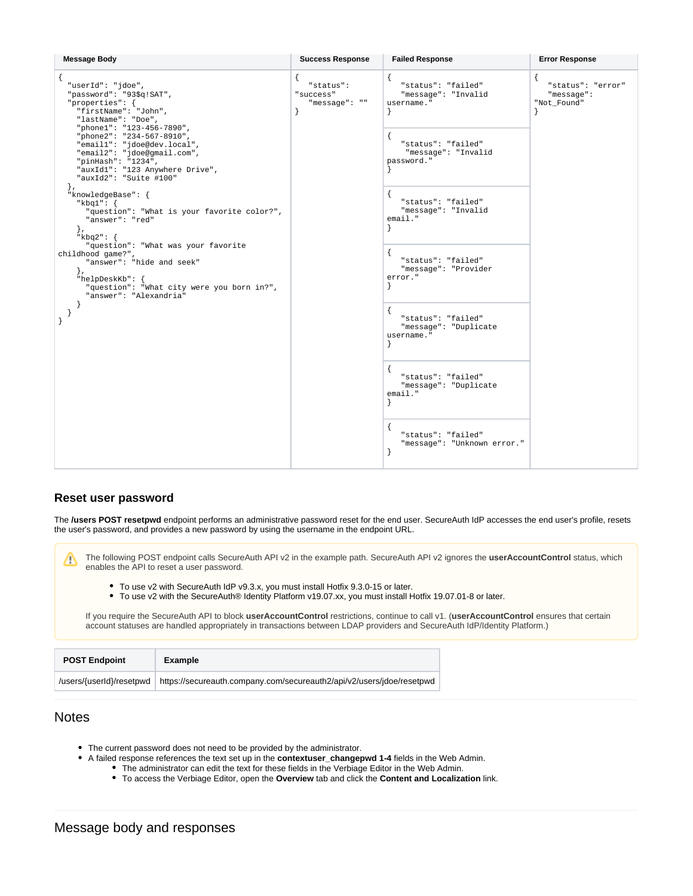| Message Body | Success Response | Failed Response | Error Response |
| --- | --- | --- | --- |
| { "userId": "jdoe", "password": "93$q!SAT", "properties": { "firstName": "John", "lastName": "Doe", "phone1": "123-456-7890", "phone2": "234-567-8910", "email1": "jdoe@dev.local", "email2": "jdoe@gmail.com", "pinHash": "1234", "auxId1": "123 Anywhere Drive", "auxId2": "Suite #100" }, "knowledgeBase": { "kbq1": { "question": "What is your favorite color?", "answer": "red" }, "kbq2": { "question": "What was your favorite childhood game?", "answer": "hide and seek" }, "helpDeskKb": { "question": "What city were you born in?", "answer": "Alexandria" } } } | { "status": "success" "message": "" } | { "status": "failed" "message": "Invalid username." } | { "status": "error" "message": "Not_Found" } |
| | | { "status": "failed" "message": "Invalid password." } | |
| | | { "status": "failed" "message": "Invalid email." } | |
| | | { "status": "failed" "message": "Provider error." } | |
| | | { "status": "failed" "message": "Duplicate username." } | |
| | | { "status": "failed" "message": "Duplicate email." } | |
| | | { "status": "failed" "message": "Unknown error." } | |

## Reset user password

The **/users POST resetpwd** endpoint performs an administrative password reset for the end user. SecureAuth IdP accesses the end user's profile, resets the user's password, and provides a new password by using the username in the endpoint URL.

> The following POST endpoint calls SecureAuth API v2 in the example path. SecureAuth API v2 ignores the **userAccountControl** status, which enables the API to reset a user password.
>
> - To use v2 with SecureAuth IdP v9.3.x, you must install Hotfix 9.3.0-15 or later.
> - To use v2 with the SecureAuth® Identity Platform v19.07.xx, you must install Hotfix 19.07.01-8 or later.
>
> If you require the SecureAuth API to block **userAccountControl** restrictions, continue to call v1. (**userAccountControl** ensures that certain account statuses are handled appropriately in transactions between LDAP providers and SecureAuth IdP/Identity Platform.)

| POST Endpoint | Example |
| --- | --- |
| /users/{userId}/resetpwd | https://secureauth.company.com/secureauth2/api/v2/users/jdoe/resetpwd |

## Notes

- The current password does not need to be provided by the administrator.
- A failed response references the text set up in the **contextuser_changepwd 1-4** fields in the Web Admin.
  - The administrator can edit the text for these fields in the Verbiage Editor in the Web Admin.
  - To access the Verbiage Editor, open the **Overview** tab and click the **Content and Localization** link.

## Message body and responses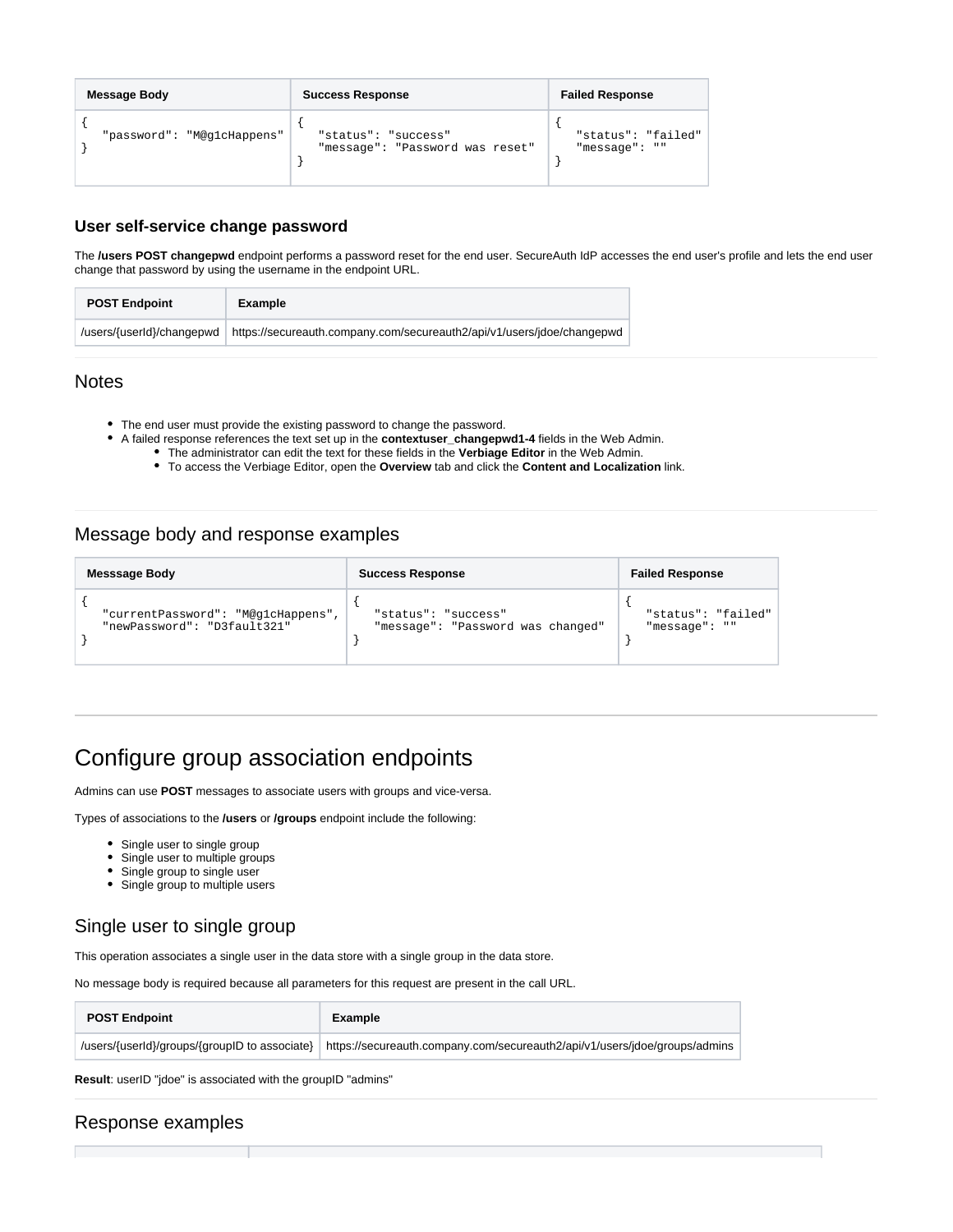| Message Body | Success Response | Failed Response |
| --- | --- | --- |
| `{ "password": "M@g1cHappens" }` | `{ "status": "success" "message": "Password was reset" }` | `{ "status": "failed" "message": "" }` |

### User self-service change password

The **/users POST changepwd** endpoint performs a password reset for the end user. SecureAuth IdP accesses the end user's profile and lets the end user change that password by using the username in the endpoint URL.

| POST Endpoint | Example |
| --- | --- |
| /users/{userId}/changepwd | https://secureauth.company.com/secureauth2/api/v1/users/jdoe/changepwd |

## Notes

- The end user must provide the existing password to change the password.
- A failed response references the text set up in the **contextuser_changepwd1-4** fields in the Web Admin.
  - The administrator can edit the text for these fields in the **Verbiage Editor** in the Web Admin.
    - To access the Verbiage Editor, open the **Overview** tab and click the **Content and Localization** link.

## Message body and response examples

| Messsage Body | Success Response | Failed Response |
| --- | --- | --- |
| `{ "currentPassword": "M@g1cHappens", "newPassword": "D3fault321" }` | `{ "status": "success" "message": "Password was changed" }` | `{ "status": "failed" "message": "" }` |

# Configure group association endpoints

Admins can use **POST** messages to associate users with groups and vice-versa.

Types of associations to the **/users** or **/groups** endpoint include the following:

- Single user to single group
- Single user to multiple groups
- Single group to single user
- Single group to multiple users

## Single user to single group

This operation associates a single user in the data store with a single group in the data store.

No message body is required because all parameters for this request are present in the call URL.

| POST Endpoint | Example |
| --- | --- |
| /users/{userId}/groups/{groupID to associate} | https://secureauth.company.com/secureauth2/api/v1/users/jdoe/groups/admins |

**Result**: userID "jdoe" is associated with the groupID "admins"

## Response examples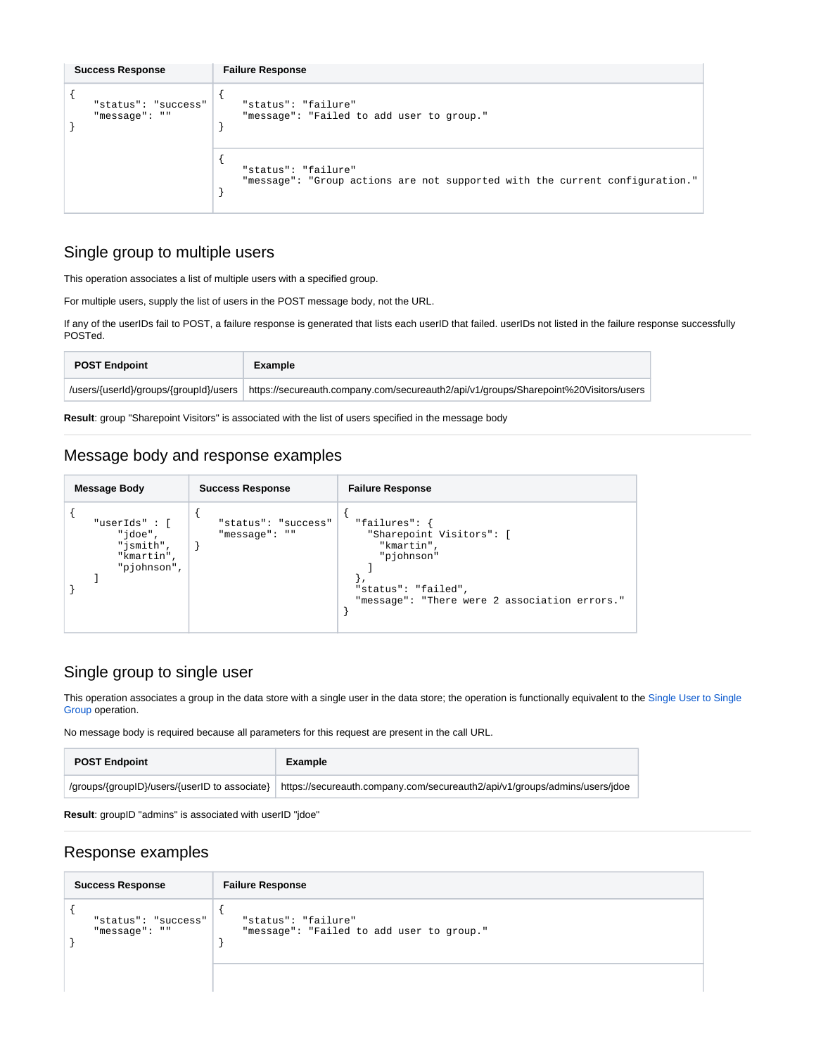| Success Response | Failure Response |
|---|---|
| `{ "status": "success" "message": "" }` | `{ "status": "failure" "message": "Failed to add user to group." }` |
| | `{ "status": "failure" "message": "Group actions are not supported with the current configuration." }` |

## Single group to multiple users

This operation associates a list of multiple users with a specified group.

For multiple users, supply the list of users in the POST message body, not the URL.

If any of the userIDs fail to POST, a failure response is generated that lists each userID that failed. userIDs not listed in the failure response successfully POSTed.

| POST Endpoint | Example |
|---|---|
| /users/{userId}/groups/{groupId}/users | https://secureauth.company.com/secureauth2/api/v1/groups/Sharepoint%20Visitors/users |

**Result**: group "Sharepoint Visitors" is associated with the list of users specified in the message body

## Message body and response examples

| Message Body | Success Response | Failure Response |
|---|---|---|
| `{ "userIds" : [ "jdoe", "jsmith", "kmartin", "pjohnson", ] }` | `{ "status": "success" "message": "" }` | `{ "failures": { "Sharepoint Visitors": [ "kmartin", "pjohnson" ] }, "status": "failed", "message": "There were 2 association errors." }` |

## Single group to single user

This operation associates a group in the data store with a single user in the data store; the operation is functionally equivalent to the Single User to Single Group operation.

No message body is required because all parameters for this request are present in the call URL.

| POST Endpoint | Example |
|---|---|
| /groups/{groupID}/users/{userID to associate} | https://secureauth.company.com/secureauth2/api/v1/groups/admins/users/jdoe |

**Result**: groupID "admins" is associated with userID "jdoe"

## Response examples

| Success Response | Failure Response |
|---|---|
| `{ "status": "success" "message": "" }` | `{ "status": "failure" "message": "Failed to add user to group." }` |
| | |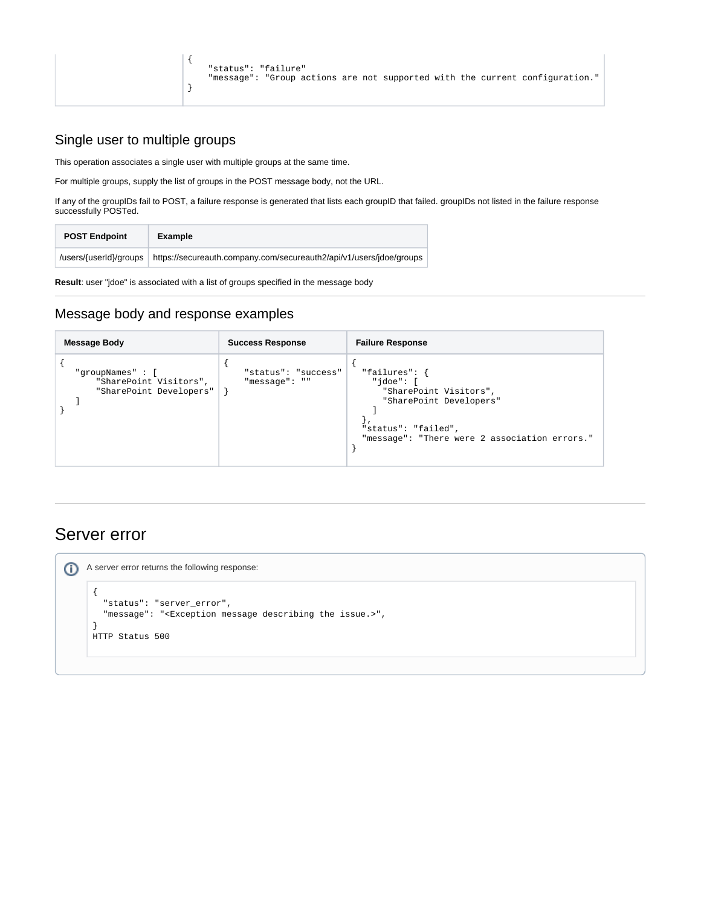| | |
|---|---|
| | ```{ "status": "failure" "message": "Group actions are not supported with the current configuration." }``` |

## Single user to multiple groups

This operation associates a single user with multiple groups at the same time.

For multiple groups, supply the list of groups in the POST message body, not the URL.

If any of the groupIDs fail to POST, a failure response is generated that lists each groupID that failed. groupIDs not listed in the failure response successfully POSTed.

| POST Endpoint | Example |
|---|---|
| /users/{userId}/groups | https://secureauth.company.com/secureauth2/api/v1/users/jdoe/groups |

**Result**: user "jdoe" is associated with a list of groups specified in the message body

## Message body and response examples

| Message Body | Success Response | Failure Response |
|---|---|---|
| ```{ "groupNames" : [ "SharePoint Visitors", "SharePoint Developers" ] }``` | ```{ "status": "success" "message": "" }``` | ```{ "failures": { "jdoe": [ "SharePoint Visitors", "SharePoint Developers" ] }, "status": "failed", "message": "There were 2 association errors." }``` |

# Server error

A server error returns the following response:

```
{
  "status": "server_error",
  "message": "<Exception message describing the issue.>",
}
HTTP Status 500
```